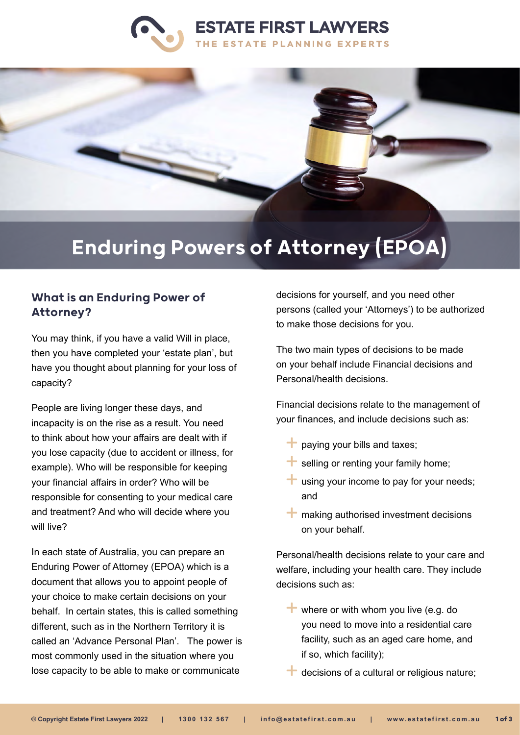# Enduring Powers of Attorney (EPOA)

## What is an Enduring Power of Attorney?

You may think, if you have a valid Will in place, then you have completed your 'estate plan', but have you thought about planning for your loss of capacity?

People are living longer these days, and incapacity is on the rise as a result. You need to think about how your affairs are dealt with if you lose capacity (due to accident or illness, for example). Who will be responsible for keeping your financial affairs in order? Who will be responsible for consenting to your medical care and treatment? And who will decide where you will live?

In each state of Australia, you can prepare an Enduring Power of Attorney (EPOA) which is a document that allows you to appoint people of your choice to make certain decisions on your behalf. In certain states, this is called something different, such as in the Northern Territory it is called an 'Advance Personal Plan'. The power is most commonly used in the situation where you lose capacity to be able to make or communicate decisions for yourself, and you need other persons (called your 'Attorneys') to be authorized to make those decisions for you.

The two main types of decisions to be made on your behalf include Financial decisions and Personal/health decisions.

Financial decisions relate to the management of your finances, and include decisions such as:

- paying your bills and taxes;
- selling or renting your family home;
- using your income to pay for your needs; and
- making authorised investment decisions on your behalf.

Personal/health decisions relate to your care and welfare, including your health care. They include decisions such as:

- where or with whom you live (e.g. do you need to move into a residential care facility, such as an aged care home, and if so, which facility);
- decisions of a cultural or religious nature;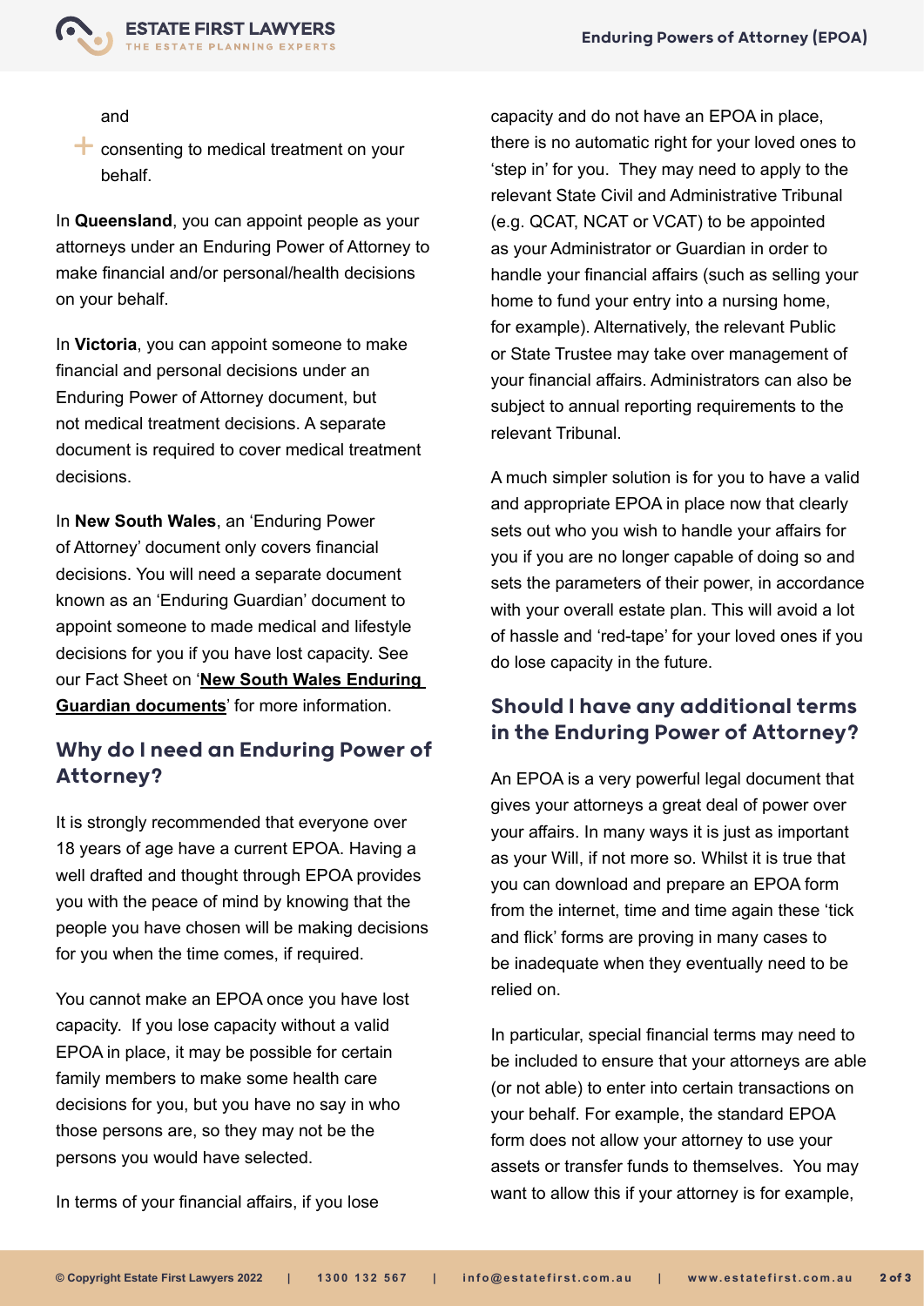and

- consenting to medical treatment on your behalf.

In **Queensland**, you can appoint people as your attorneys under an Enduring Power of Attorney to make financial and/or personal/health decisions on your behalf.

In **Victoria**, you can appoint someone to make financial and personal decisions under an Enduring Power of Attorney document, but not medical treatment decisions. A separate document is required to cover medical treatment decisions.

In **New South Wales**, an 'Enduring Power of Attorney' document only covers financial decisions. You will need a separate document known as an 'Enduring Guardian' document to appoint someone to made medical and lifestyle decisions for you if you have lost capacity. See our Fact Sheet on '**New South Wales Enduring Guardian documents**' for more information.

## Why do I need an Enduring Power of Attorney?

It is strongly recommended that everyone over 18 years of age have a current EPOA. Having a well drafted and thought through EPOA provides you with the peace of mind by knowing that the people you have chosen will be making decisions for you when the time comes, if required.

You cannot make an EPOA once you have lost capacity. If you lose capacity without a valid EPOA in place, it may be possible for certain family members to make some health care decisions for you, but you have no say in who those persons are, so they may not be the persons you would have selected.

In terms of your financial affairs, if you lose capacity and do not have an EPOA in place, there is no automatic right for your loved ones to 'step in' for you. They may need to apply to the relevant State Civil and Administrative Tribunal (e.g. QCAT, NCAT or VCAT) to be appointed as your Administrator or Guardian in order to handle your financial affairs (such as selling your home to fund your entry into a nursing home, for example). Alternatively, the relevant Public or State Trustee may take over management of your financial affairs. Administrators can also be subject to annual reporting requirements to the relevant Tribunal.

A much simpler solution is for you to have a valid and appropriate EPOA in place now that clearly sets out who you wish to handle your affairs for you if you are no longer capable of doing so and sets the parameters of their power, in accordance with your overall estate plan. This will avoid a lot of hassle and 'red-tape' for your loved ones if you do lose capacity in the future.

## Should I have any additional terms in the Enduring Power of Attorney?

An EPOA is a very powerful legal document that gives your attorneys a great deal of power over your affairs. In many ways it is just as important as your Will, if not more so. Whilst it is true that you can download and prepare an EPOA form from the internet, time and time again these 'tick and flick' forms are proving in many cases to be inadequate when they eventually need to be relied on.

In particular, special financial terms may need to be included to ensure that your attorneys are able (or not able) to enter into certain transactions on your behalf. For example, the standard EPOA form does not allow your attorney to use your assets or transfer funds to themselves. You may want to allow this if your attorney is for example,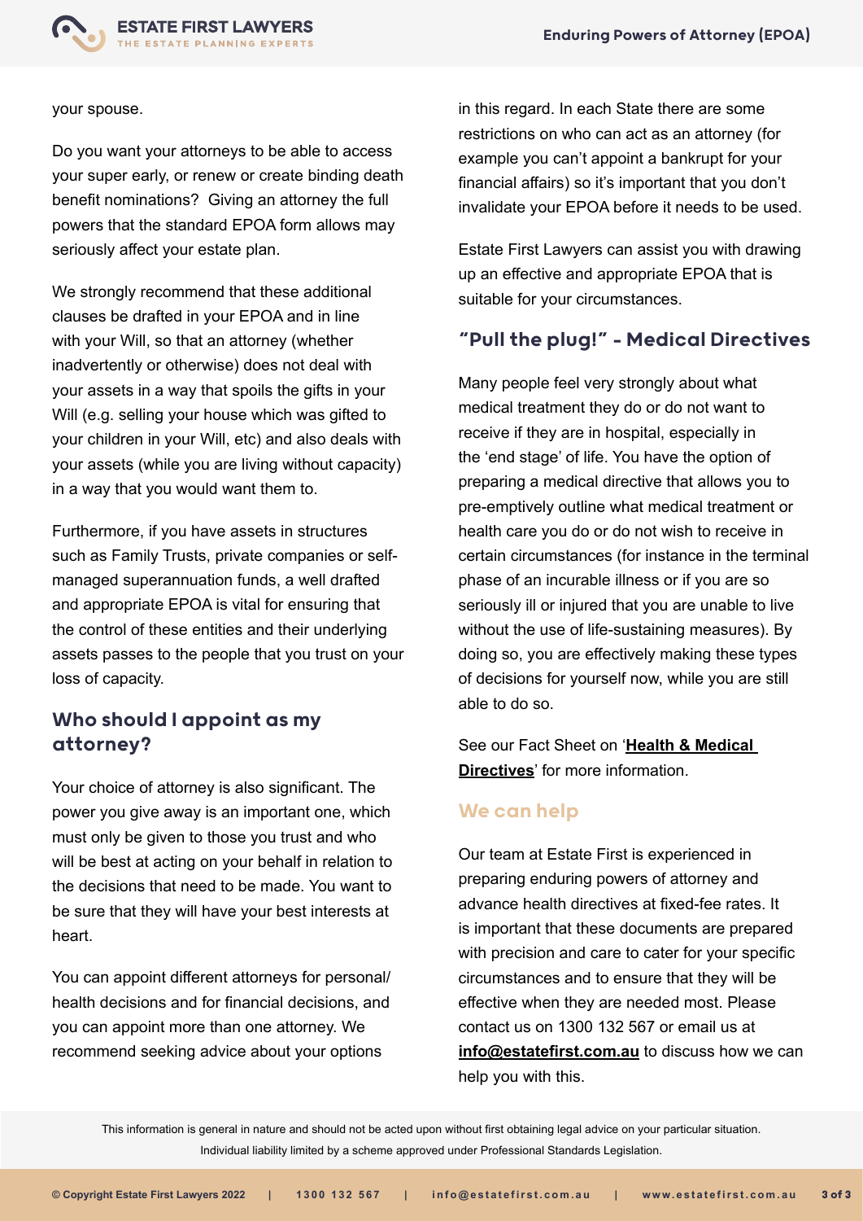your spouse.

Do you want your attorneys to be able to access your super early, or renew or create binding death benefit nominations? Giving an attorney the full powers that the standard EPOA form allows may seriously affect your estate plan.

We strongly recommend that these additional clauses be drafted in your EPOA and in line with your Will, so that an attorney (whether inadvertently or otherwise) does not deal with your assets in a way that spoils the gifts in your Will (e.g. selling your house which was gifted to your children in your Will, etc) and also deals with your assets (while you are living without capacity) in a way that you would want them to.

Furthermore, if you have assets in structures such as Family Trusts, private companies or self-managed superannuation funds, a well drafted and appropriate EPOA is vital for ensuring that the control of these entities and their underlying assets passes to the people that you trust on your loss of capacity.

## Who should I appoint as my attorney?

Your choice of attorney is also significant. The power you give away is an important one, which must only be given to those you trust and who will be best at acting on your behalf in relation to the decisions that need to be made. You want to be sure that they will have your best interests at heart.

You can appoint different attorneys for personal/health decisions and for financial decisions, and you can appoint more than one attorney. We recommend seeking advice about your options in this regard. In each State there are some restrictions on who can act as an attorney (for example you can't appoint a bankrupt for your financial affairs) so it's important that you don't invalidate your EPOA before it needs to be used.

Estate First Lawyers can assist you with drawing up an effective and appropriate EPOA that is suitable for your circumstances.

## "Pull the plug!" - Medical Directives

Many people feel very strongly about what medical treatment they do or do not want to receive if they are in hospital, especially in the 'end stage' of life. You have the option of preparing a medical directive that allows you to pre-emptively outline what medical treatment or health care you do or do not wish to receive in certain circumstances (for instance in the terminal phase of an incurable illness or if you are so seriously ill or injured that you are unable to live without the use of life-sustaining measures). By doing so, you are effectively making these types of decisions for yourself now, while you are still able to do so.

See our Fact Sheet on '**Health & Medical Directives**' for more information.

## We can help

Our team at Estate First is experienced in preparing enduring powers of attorney and advance health directives at fixed-fee rates. It is important that these documents are prepared with precision and care to cater for your specific circumstances and to ensure that they will be effective when they are needed most. Please contact us on 1300 132 567 or email us at **info@estatefirst.com.au** to discuss how we can help you with this.

This information is general in nature and should not be acted upon without first obtaining legal advice on your particular situation. Individual liability limited by a scheme approved under Professional Standards Legislation.